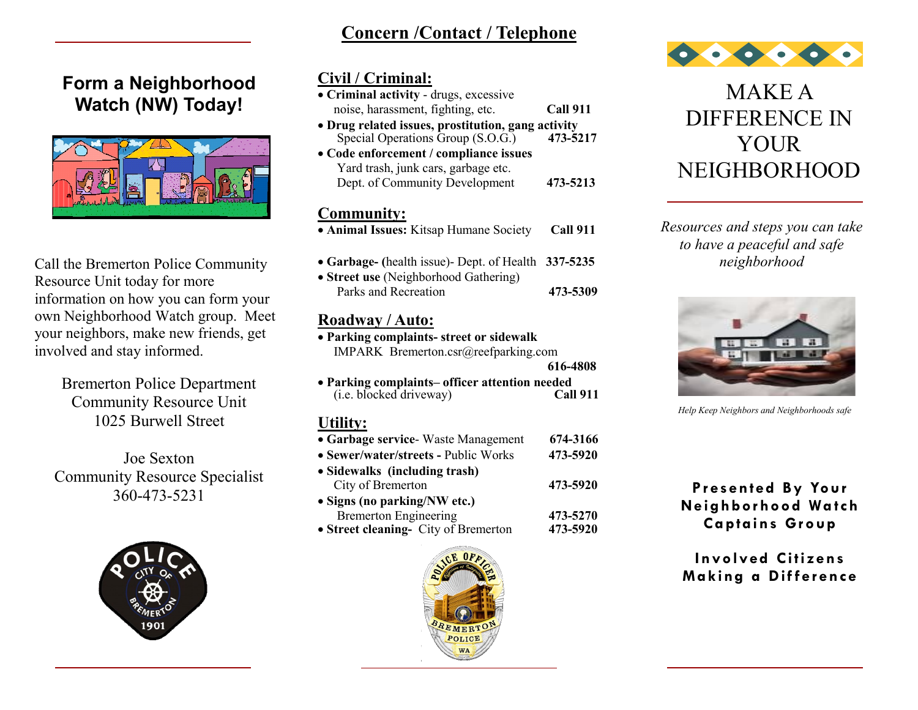## Form a Neighborhood Watch (NW) Today!

Call the Bremerton Police Community Resource Unit today for more information on how you can form your own Neighborhood Watch group. Meet your neighbors, make new friends, get involved and stay informed.

Bremerton Police Department
Community Resource Unit
1025 Burwell Street

Joe Sexton
Community Resource Specialist
360-473-5231

## Concern /Contact / Telephone

### Civil / Criminal:

- **Criminal activity** - drugs, excessive noise, harassment, fighting, etc. — **Call 911**
- **Drug related issues, prostitution, gang activity**
  Special Operations Group (S.O.G.) — **473-5217**
- **Code enforcement / compliance issues**
  Yard trash, junk cars, garbage etc.
  Dept. of Community Development — **473-5213**

### Community:

- **Animal Issues:** Kitsap Humane Society — **Call 911**
- **Garbage- (**health issue)- Dept. of Health — **337-5235**
- **Street use** (Neighborhood Gathering)
  Parks and Recreation — **473-5309**

### Roadway / Auto:

- **Parking complaints- street or sidewalk**
  IMPARK Bremerton.csr@reefparking.com — **616-4808**
- **Parking complaints– officer attention needed**
  (i.e. blocked driveway) — **Call 911**

### Utility:

- **Garbage service**- Waste Management — **674-3166**
- **Sewer/water/streets -** Public Works — **473-5920**
- **Sidewalks (including trash)**
  City of Bremerton — **473-5920**
- **Signs (no parking/NW etc.)**
  Bremerton Engineering — **473-5270**
- **Street cleaning-** City of Bremerton — **473-5920**

# MAKE A DIFFERENCE IN YOUR NEIGHBORHOOD

*Resources and steps you can take to have a peaceful and safe neighborhood*

*Help Keep Neighbors and Neighborhoods safe*

**Presented By Your Neighborhood Watch Captains Group**

**Involved Citizens Making a Difference**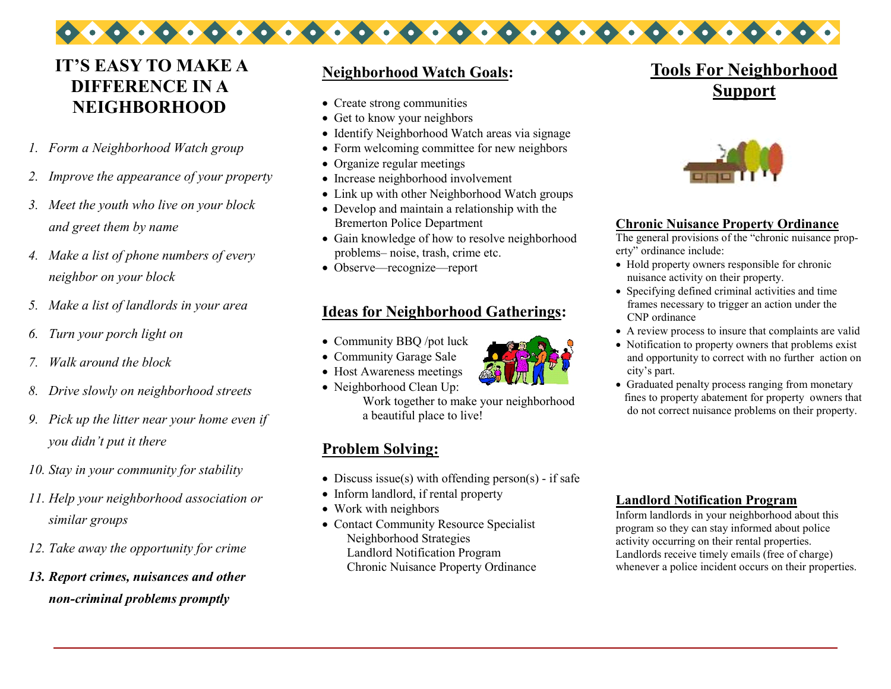# IT'S EASY TO MAKE A DIFFERENCE IN A NEIGHBORHOOD

1. *Form a Neighborhood Watch group*
2. *Improve the appearance of your property*
3. *Meet the youth who live on your block and greet them by name*
4. *Make a list of phone numbers of every neighbor on your block*
5. *Make a list of landlords in your area*
6. *Turn your porch light on*
7. *Walk around the block*
8. *Drive slowly on neighborhood streets*
9. *Pick up the litter near your home even if you didn't put it there*
10. *Stay in your community for stability*
11. *Help your neighborhood association or similar groups*
12. *Take away the opportunity for crime*
13. ***Report crimes, nuisances and other non-criminal problems promptly***

## Neighborhood Watch Goals:

- Create strong communities
- Get to know your neighbors
- Identify Neighborhood Watch areas via signage
- Form welcoming committee for new neighbors
- Organize regular meetings
- Increase neighborhood involvement
- Link up with other Neighborhood Watch groups
- Develop and maintain a relationship with the Bremerton Police Department
- Gain knowledge of how to resolve neighborhood problems– noise, trash, crime etc.
- Observe—recognize—report

## Ideas for Neighborhood Gatherings:

- Community BBQ /pot luck
- Community Garage Sale
- Host Awareness meetings
- Neighborhood Clean Up:
  Work together to make your neighborhood a beautiful place to live!

## Problem Solving:

- Discuss issue(s) with offending person(s) - if safe
- Inform landlord, if rental property
- Work with neighbors
- Contact Community Resource Specialist
  Neighborhood Strategies
  Landlord Notification Program
  Chronic Nuisance Property Ordinance

# Tools For Neighborhood Support

### Chronic Nuisance Property Ordinance

The general provisions of the "chronic nuisance property" ordinance include:

- Hold property owners responsible for chronic nuisance activity on their property.
- Specifying defined criminal activities and time frames necessary to trigger an action under the CNP ordinance
- A review process to insure that complaints are valid
- Notification to property owners that problems exist and opportunity to correct with no further action on city's part.
- Graduated penalty process ranging from monetary fines to property abatement for property owners that do not correct nuisance problems on their property.

### Landlord Notification Program

Inform landlords in your neighborhood about this program so they can stay informed about police activity occurring on their rental properties. Landlords receive timely emails (free of charge) whenever a police incident occurs on their properties.